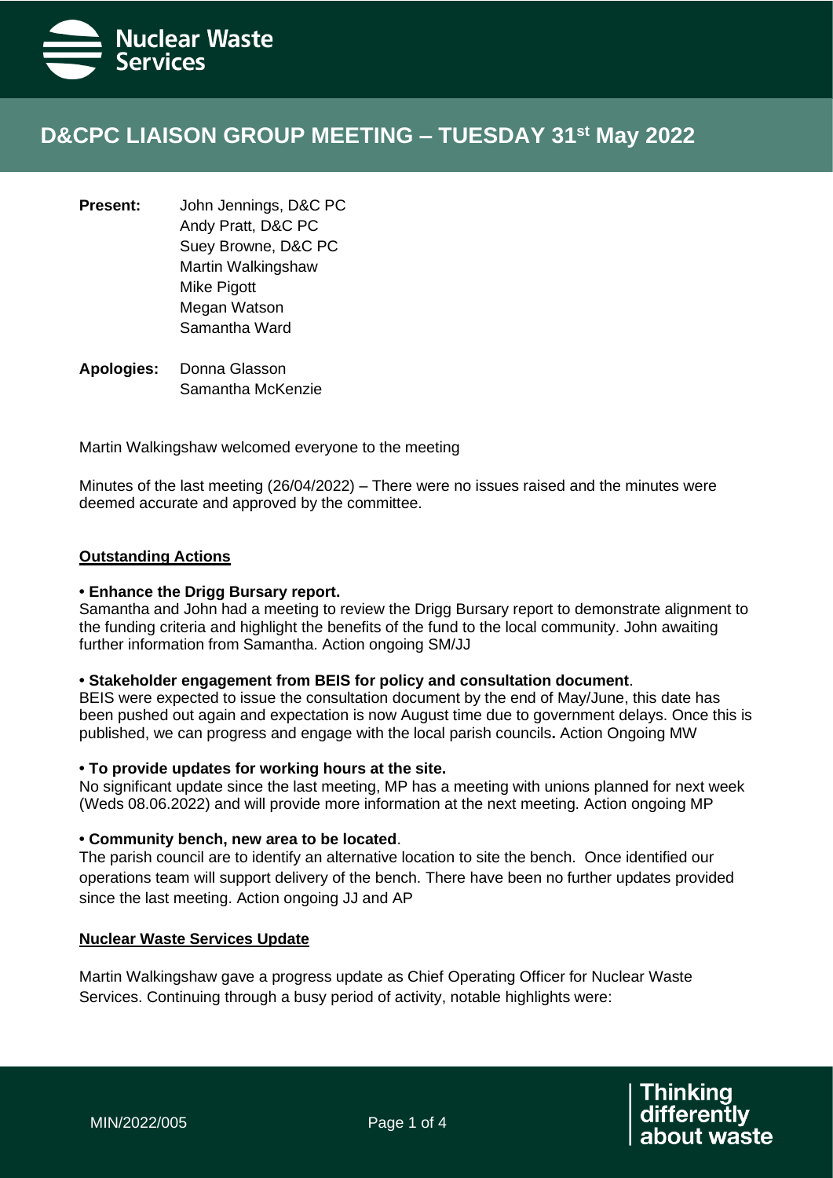# D&CPC LIAISON GROUP MEETING – TUESDAY 31st May 2022

**Present:** John Jennings, D&C PC
Andy Pratt, D&C PC
Suey Browne, D&C PC
Martin Walkingshaw
Mike Pigott
Megan Watson
Samantha Ward

**Apologies:** Donna Glasson
Samantha McKenzie

Martin Walkingshaw welcomed everyone to the meeting

Minutes of the last meeting (26/04/2022) – There were no issues raised and the minutes were deemed accurate and approved by the committee.

## Outstanding Actions

**• Enhance the Drigg Bursary report.**
Samantha and John had a meeting to review the Drigg Bursary report to demonstrate alignment to the funding criteria and highlight the benefits of the fund to the local community. John awaiting further information from Samantha. Action ongoing SM/JJ

**• Stakeholder engagement from BEIS for policy and consultation document**.
BEIS were expected to issue the consultation document by the end of May/June, this date has been pushed out again and expectation is now August time due to government delays. Once this is published, we can progress and engage with the local parish councils**.** Action Ongoing MW

**• To provide updates for working hours at the site.**
No significant update since the last meeting, MP has a meeting with unions planned for next week (Weds 08.06.2022) and will provide more information at the next meeting. Action ongoing MP

**• Community bench, new area to be located**.
The parish council are to identify an alternative location to site the bench. Once identified our operations team will support delivery of the bench. There have been no further updates provided since the last meeting. Action ongoing JJ and AP

## Nuclear Waste Services Update

Martin Walkingshaw gave a progress update as Chief Operating Officer for Nuclear Waste Services. Continuing through a busy period of activity, notable highlights were: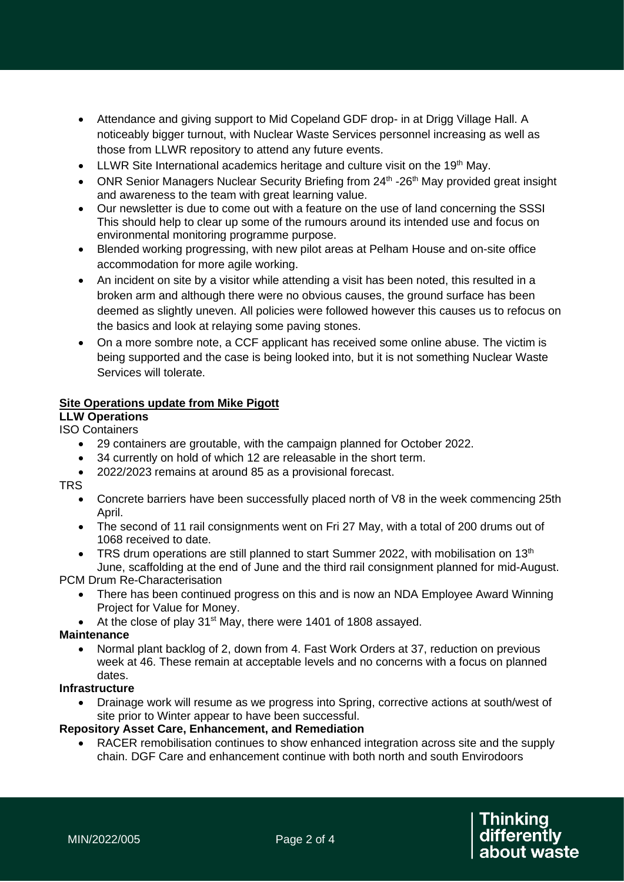- Attendance and giving support to Mid Copeland GDF drop- in at Drigg Village Hall. A noticeably bigger turnout, with Nuclear Waste Services personnel increasing as well as those from LLWR repository to attend any future events.
- LLWR Site International academics heritage and culture visit on the 19th May.
- ONR Senior Managers Nuclear Security Briefing from 24th -26th May provided great insight and awareness to the team with great learning value.
- Our newsletter is due to come out with a feature on the use of land concerning the SSSI This should help to clear up some of the rumours around its intended use and focus on environmental monitoring programme purpose.
- Blended working progressing, with new pilot areas at Pelham House and on-site office accommodation for more agile working.
- An incident on site by a visitor while attending a visit has been noted, this resulted in a broken arm and although there were no obvious causes, the ground surface has been deemed as slightly uneven. All policies were followed however this causes us to refocus on the basics and look at relaying some paving stones.
- On a more sombre note, a CCF applicant has received some online abuse. The victim is being supported and the case is being looked into, but it is not something Nuclear Waste Services will tolerate.

**Site Operations update from Mike Pigott**

**LLW Operations**

ISO Containers

- 29 containers are groutable, with the campaign planned for October 2022.
- 34 currently on hold of which 12 are releasable in the short term.
- 2022/2023 remains at around 85 as a provisional forecast.

TRS

- Concrete barriers have been successfully placed north of V8 in the week commencing 25th April.
- The second of 11 rail consignments went on Fri 27 May, with a total of 200 drums out of 1068 received to date.
- TRS drum operations are still planned to start Summer 2022, with mobilisation on 13th June, scaffolding at the end of June and the third rail consignment planned for mid-August.

PCM Drum Re-Characterisation

- There has been continued progress on this and is now an NDA Employee Award Winning Project for Value for Money.
- At the close of play 31st May, there were 1401 of 1808 assayed.

**Maintenance**

- Normal plant backlog of 2, down from 4. Fast Work Orders at 37, reduction on previous week at 46. These remain at acceptable levels and no concerns with a focus on planned dates.

**Infrastructure**

- Drainage work will resume as we progress into Spring, corrective actions at south/west of site prior to Winter appear to have been successful.

**Repository Asset Care, Enhancement, and Remediation**

- RACER remobilisation continues to show enhanced integration across site and the supply chain. DGF Care and enhancement continue with both north and south Envirodoors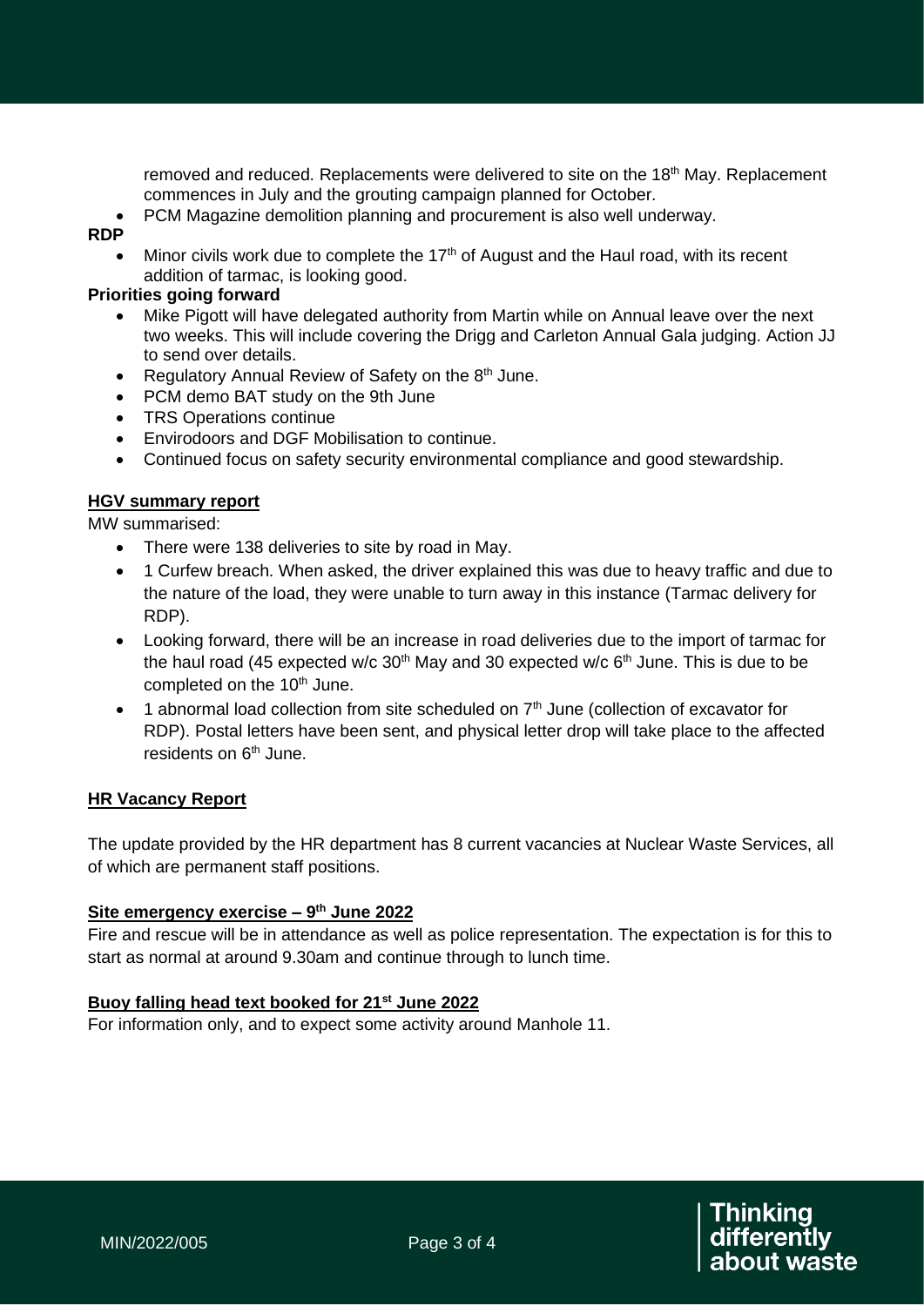removed and reduced. Replacements were delivered to site on the 18th May. Replacement commences in July and the grouting campaign planned for October.

- PCM Magazine demolition planning and procurement is also well underway.

**RDP**

- Minor civils work due to complete the 17th of August and the Haul road, with its recent addition of tarmac, is looking good.

**Priorities going forward**

- Mike Pigott will have delegated authority from Martin while on Annual leave over the next two weeks. This will include covering the Drigg and Carleton Annual Gala judging. Action JJ to send over details.
- Regulatory Annual Review of Safety on the 8th June.
- PCM demo BAT study on the 9th June
- TRS Operations continue
- Envirodoors and DGF Mobilisation to continue.
- Continued focus on safety security environmental compliance and good stewardship.

**<u>HGV summary report</u>**

MW summarised:

- There were 138 deliveries to site by road in May.
- 1 Curfew breach. When asked, the driver explained this was due to heavy traffic and due to the nature of the load, they were unable to turn away in this instance (Tarmac delivery for RDP).
- Looking forward, there will be an increase in road deliveries due to the import of tarmac for the haul road (45 expected w/c 30th May and 30 expected w/c 6th June. This is due to be completed on the 10th June.
- 1 abnormal load collection from site scheduled on 7th June (collection of excavator for RDP). Postal letters have been sent, and physical letter drop will take place to the affected residents on 6th June.

**<u>HR Vacancy Report</u>**

The update provided by the HR department has 8 current vacancies at Nuclear Waste Services, all of which are permanent staff positions.

**<u>Site emergency exercise – 9th June 2022</u>**

Fire and rescue will be in attendance as well as police representation. The expectation is for this to start as normal at around 9.30am and continue through to lunch time.

**<u>Buoy falling head text booked for 21st June 2022</u>**

For information only, and to expect some activity around Manhole 11.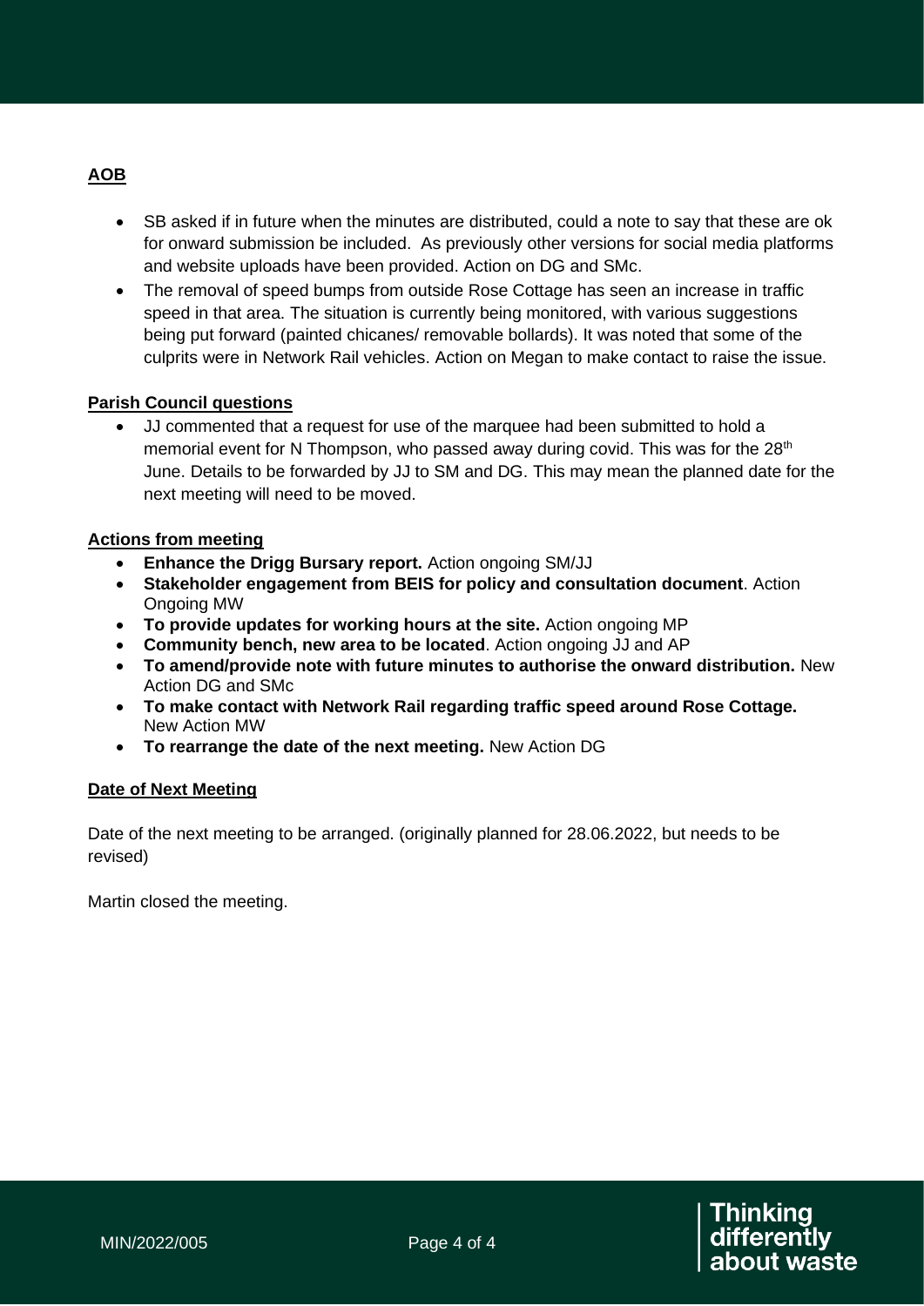## AOB

- SB asked if in future when the minutes are distributed, could a note to say that these are ok for onward submission be included. As previously other versions for social media platforms and website uploads have been provided. Action on DG and SMc.
- The removal of speed bumps from outside Rose Cottage has seen an increase in traffic speed in that area. The situation is currently being monitored, with various suggestions being put forward (painted chicanes/ removable bollards). It was noted that some of the culprits were in Network Rail vehicles. Action on Megan to make contact to raise the issue.

## Parish Council questions

- JJ commented that a request for use of the marquee had been submitted to hold a memorial event for N Thompson, who passed away during covid. This was for the 28th June. Details to be forwarded by JJ to SM and DG. This may mean the planned date for the next meeting will need to be moved.

## Actions from meeting

- **Enhance the Drigg Bursary report.** Action ongoing SM/JJ
- **Stakeholder engagement from BEIS for policy and consultation document**. Action Ongoing MW
- **To provide updates for working hours at the site.** Action ongoing MP
- **Community bench, new area to be located**. Action ongoing JJ and AP
- **To amend/provide note with future minutes to authorise the onward distribution.** New Action DG and SMc
- **To make contact with Network Rail regarding traffic speed around Rose Cottage.** New Action MW
- **To rearrange the date of the next meeting.** New Action DG

## Date of Next Meeting

Date of the next meeting to be arranged. (originally planned for 28.06.2022, but needs to be revised)

Martin closed the meeting.